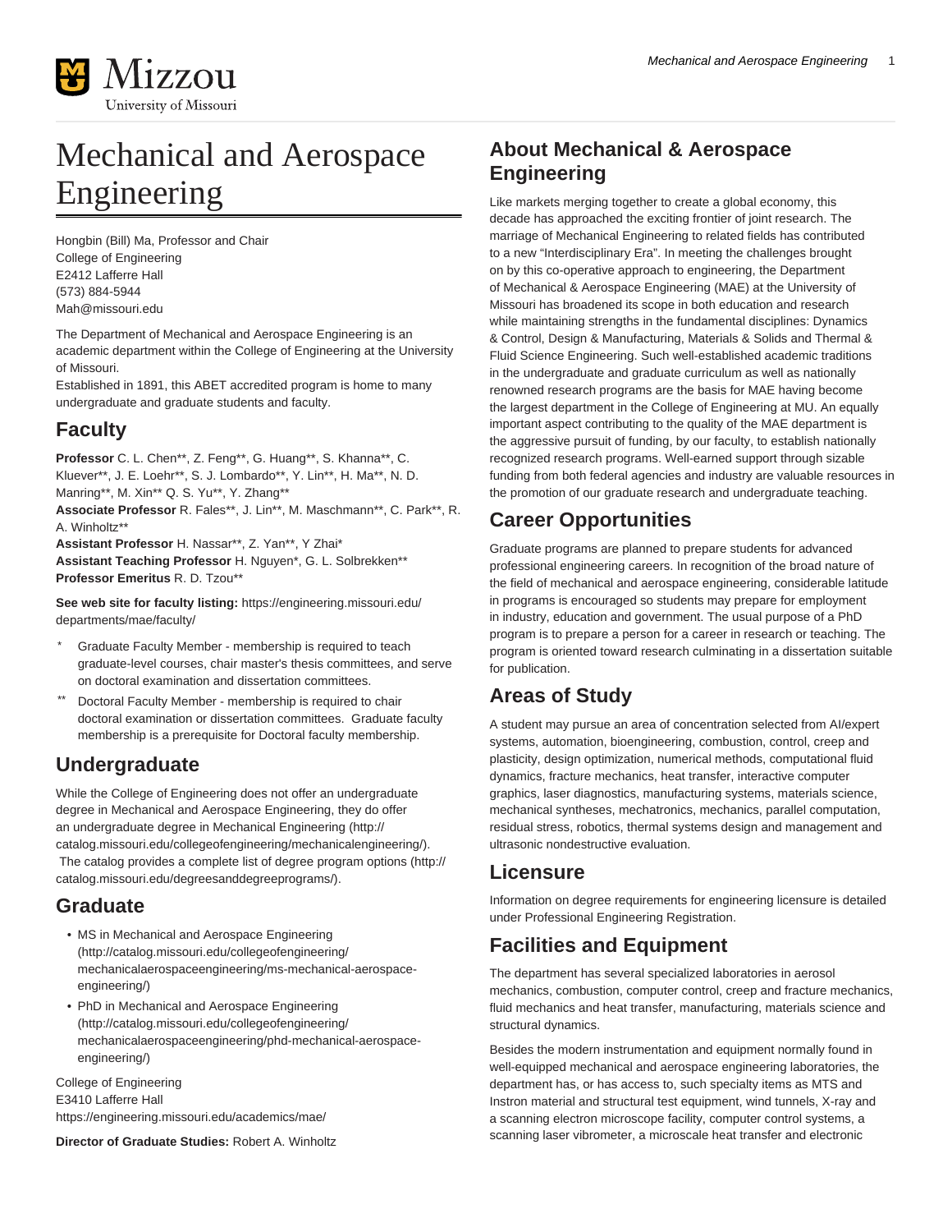# Mechanical and Aerospace Engineering

Hongbin (Bill) Ma, Professor and Chair
College of Engineering
E2412 Lafferre Hall
(573) 884-5944
Mah@missouri.edu

The Department of Mechanical and Aerospace Engineering is an academic department within the College of Engineering at the University of Missouri.
Established in 1891, this ABET accredited program is home to many undergraduate and graduate students and faculty.

## Faculty

**Professor** C. L. Chen**, Z. Feng**, G. Huang**, S. Khanna**, C. Kluever**, J. E. Loehr**, S. J. Lombardo**, Y. Lin**, H. Ma**, N. D. Manring**, M. Xin** Q. S. Yu**, Y. Zhang**
**Associate Professor** R. Fales**, J. Lin**, M. Maschmann**, C. Park**, R. A. Winholtz**
**Assistant Professor** H. Nassar**, Z. Yan**, Y Zhai*
**Assistant Teaching Professor** H. Nguyen*, G. L. Solbrekken**
**Professor Emeritus** R. D. Tzou**

**See web site for faculty listing:** https://engineering.missouri.edu/departments/mae/faculty/

- \* Graduate Faculty Member - membership is required to teach graduate-level courses, chair master's thesis committees, and serve on doctoral examination and dissertation committees.
- ** Doctoral Faculty Member - membership is required to chair doctoral examination or dissertation committees. Graduate faculty membership is a prerequisite for Doctoral faculty membership.

## Undergraduate

While the College of Engineering does not offer an undergraduate degree in Mechanical and Aerospace Engineering, they do offer an undergraduate degree in Mechanical Engineering (http://catalog.missouri.edu/collegeofengineering/mechanicalengineering/). The catalog provides a complete list of degree program options (http://catalog.missouri.edu/degreesanddegreeprograms/).

## Graduate

- MS in Mechanical and Aerospace Engineering (http://catalog.missouri.edu/collegeofengineering/mechanicalaerospaceengineering/ms-mechanical-aerospace-engineering/)
- PhD in Mechanical and Aerospace Engineering (http://catalog.missouri.edu/collegeofengineering/mechanicalaerospaceengineering/phd-mechanical-aerospace-engineering/)

College of Engineering
E3410 Lafferre Hall
https://engineering.missouri.edu/academics/mae/

**Director of Graduate Studies:** Robert A. Winholtz

## About Mechanical & Aerospace Engineering

Like markets merging together to create a global economy, this decade has approached the exciting frontier of joint research. The marriage of Mechanical Engineering to related fields has contributed to a new "Interdisciplinary Era". In meeting the challenges brought on by this co-operative approach to engineering, the Department of Mechanical & Aerospace Engineering (MAE) at the University of Missouri has broadened its scope in both education and research while maintaining strengths in the fundamental disciplines: Dynamics & Control, Design & Manufacturing, Materials & Solids and Thermal & Fluid Science Engineering. Such well-established academic traditions in the undergraduate and graduate curriculum as well as nationally renowned research programs are the basis for MAE having become the largest department in the College of Engineering at MU. An equally important aspect contributing to the quality of the MAE department is the aggressive pursuit of funding, by our faculty, to establish nationally recognized research programs. Well-earned support through sizable funding from both federal agencies and industry are valuable resources in the promotion of our graduate research and undergraduate teaching.

## Career Opportunities

Graduate programs are planned to prepare students for advanced professional engineering careers. In recognition of the broad nature of the field of mechanical and aerospace engineering, considerable latitude in programs is encouraged so students may prepare for employment in industry, education and government. The usual purpose of a PhD program is to prepare a person for a career in research or teaching. The program is oriented toward research culminating in a dissertation suitable for publication.

## Areas of Study

A student may pursue an area of concentration selected from AI/expert systems, automation, bioengineering, combustion, control, creep and plasticity, design optimization, numerical methods, computational fluid dynamics, fracture mechanics, heat transfer, interactive computer graphics, laser diagnostics, manufacturing systems, materials science, mechanical syntheses, mechatronics, mechanics, parallel computation, residual stress, robotics, thermal systems design and management and ultrasonic nondestructive evaluation.

## Licensure

Information on degree requirements for engineering licensure is detailed under Professional Engineering Registration.

## Facilities and Equipment

The department has several specialized laboratories in aerosol mechanics, combustion, computer control, creep and fracture mechanics, fluid mechanics and heat transfer, manufacturing, materials science and structural dynamics.

Besides the modern instrumentation and equipment normally found in well-equipped mechanical and aerospace engineering laboratories, the department has, or has access to, such specialty items as MTS and Instron material and structural test equipment, wind tunnels, X-ray and a scanning electron microscope facility, computer control systems, a scanning laser vibrometer, a microscale heat transfer and electronic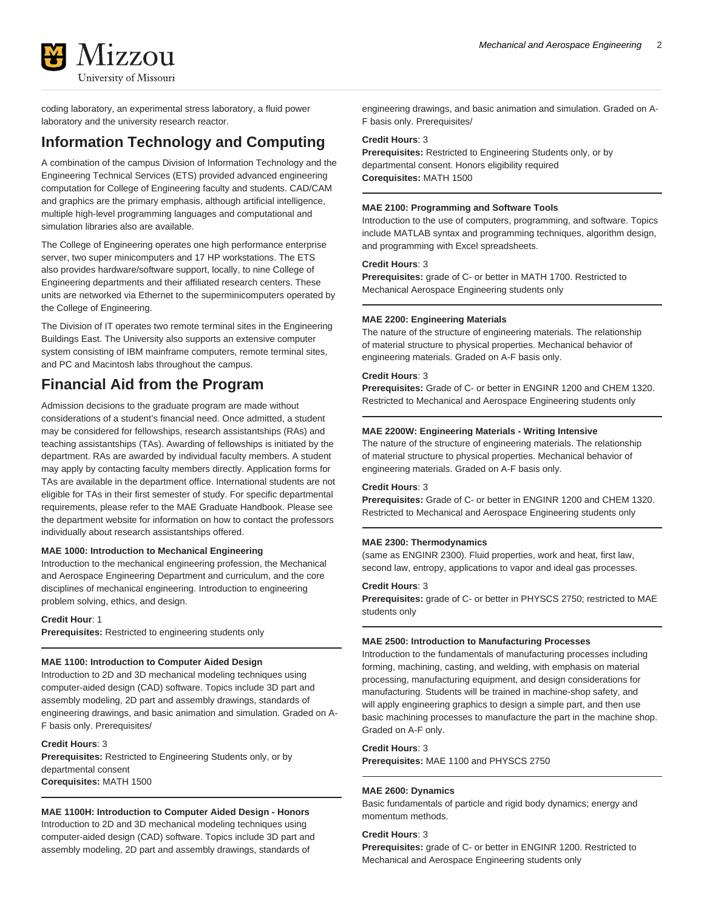coding laboratory, an experimental stress laboratory, a fluid power laboratory and the university research reactor.

## Information Technology and Computing

A combination of the campus Division of Information Technology and the Engineering Technical Services (ETS) provided advanced engineering computation for College of Engineering faculty and students. CAD/CAM and graphics are the primary emphasis, although artificial intelligence, multiple high-level programming languages and computational and simulation libraries also are available.

The College of Engineering operates one high performance enterprise server, two super minicomputers and 17 HP workstations. The ETS also provides hardware/software support, locally, to nine College of Engineering departments and their affiliated research centers. These units are networked via Ethernet to the superminicomputers operated by the College of Engineering.

The Division of IT operates two remote terminal sites in the Engineering Buildings East. The University also supports an extensive computer system consisting of IBM mainframe computers, remote terminal sites, and PC and Macintosh labs throughout the campus.

## Financial Aid from the Program

Admission decisions to the graduate program are made without considerations of a student's financial need. Once admitted, a student may be considered for fellowships, research assistantships (RAs) and teaching assistantships (TAs). Awarding of fellowships is initiated by the department. RAs are awarded by individual faculty members. A student may apply by contacting faculty members directly. Application forms for TAs are available in the department office. International students are not eligible for TAs in their first semester of study. For specific departmental requirements, please refer to the MAE Graduate Handbook. Please see the department website for information on how to contact the professors individually about research assistantships offered.

**MAE 1000: Introduction to Mechanical Engineering**
Introduction to the mechanical engineering profession, the Mechanical and Aerospace Engineering Department and curriculum, and the core disciplines of mechanical engineering. Introduction to engineering problem solving, ethics, and design.

**Credit Hour**: 1
**Prerequisites:** Restricted to engineering students only

---

**MAE 1100: Introduction to Computer Aided Design**
Introduction to 2D and 3D mechanical modeling techniques using computer-aided design (CAD) software. Topics include 3D part and assembly modeling, 2D part and assembly drawings, standards of engineering drawings, and basic animation and simulation. Graded on A-F basis only. Prerequisites/

**Credit Hours**: 3
**Prerequisites:** Restricted to Engineering Students only, or by departmental consent
**Corequisites:** MATH 1500

---

**MAE 1100H: Introduction to Computer Aided Design - Honors**
Introduction to 2D and 3D mechanical modeling techniques using computer-aided design (CAD) software. Topics include 3D part and assembly modeling, 2D part and assembly drawings, standards of engineering drawings, and basic animation and simulation. Graded on A-F basis only. Prerequisites/

**Credit Hours**: 3
**Prerequisites:** Restricted to Engineering Students only, or by departmental consent. Honors eligibility required
**Corequisites:** MATH 1500

---

**MAE 2100: Programming and Software Tools**
Introduction to the use of computers, programming, and software. Topics include MATLAB syntax and programming techniques, algorithm design, and programming with Excel spreadsheets.

**Credit Hours**: 3
**Prerequisites:** grade of C- or better in MATH 1700. Restricted to Mechanical Aerospace Engineering students only

---

**MAE 2200: Engineering Materials**
The nature of the structure of engineering materials. The relationship of material structure to physical properties. Mechanical behavior of engineering materials. Graded on A-F basis only.

**Credit Hours**: 3
**Prerequisites:** Grade of C- or better in ENGINR 1200 and CHEM 1320. Restricted to Mechanical and Aerospace Engineering students only

---

**MAE 2200W: Engineering Materials - Writing Intensive**
The nature of the structure of engineering materials. The relationship of material structure to physical properties. Mechanical behavior of engineering materials. Graded on A-F basis only.

**Credit Hours**: 3
**Prerequisites:** Grade of C- or better in ENGINR 1200 and CHEM 1320. Restricted to Mechanical and Aerospace Engineering students only

---

**MAE 2300: Thermodynamics**
(same as ENGINR 2300). Fluid properties, work and heat, first law, second law, entropy, applications to vapor and ideal gas processes.

**Credit Hours**: 3
**Prerequisites:** grade of C- or better in PHYSCS 2750; restricted to MAE students only

---

**MAE 2500: Introduction to Manufacturing Processes**
Introduction to the fundamentals of manufacturing processes including forming, machining, casting, and welding, with emphasis on material processing, manufacturing equipment, and design considerations for manufacturing. Students will be trained in machine-shop safety, and will apply engineering graphics to design a simple part, and then use basic machining processes to manufacture the part in the machine shop. Graded on A-F only.

**Credit Hours**: 3
**Prerequisites:** MAE 1100 and PHYSCS 2750

---

**MAE 2600: Dynamics**
Basic fundamentals of particle and rigid body dynamics; energy and momentum methods.

**Credit Hours**: 3
**Prerequisites:** grade of C- or better in ENGINR 1200. Restricted to Mechanical and Aerospace Engineering students only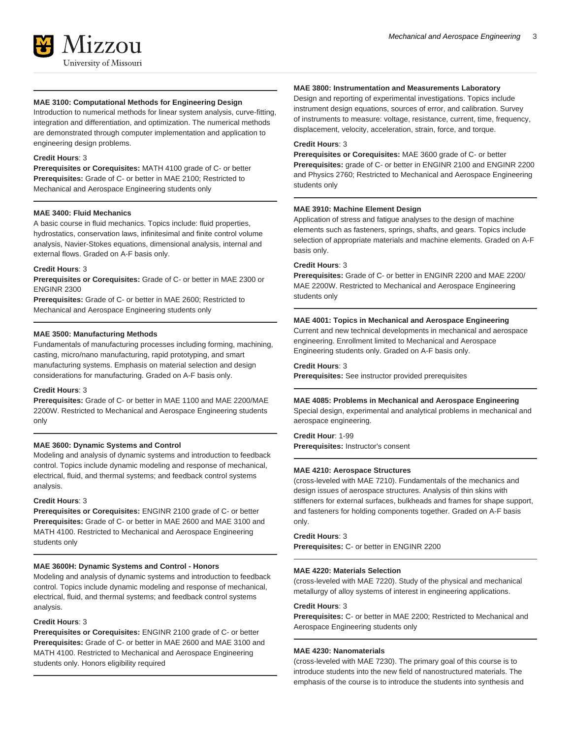#### MAE 3100: Computational Methods for Engineering Design

Introduction to numerical methods for linear system analysis, curve-fitting, integration and differentiation, and optimization. The numerical methods are demonstrated through computer implementation and application to engineering design problems.

**Credit Hours**: 3
**Prerequisites or Corequisites:** MATH 4100 grade of C- or better
**Prerequisites:** Grade of C- or better in MAE 2100; Restricted to Mechanical and Aerospace Engineering students only

#### MAE 3400: Fluid Mechanics

A basic course in fluid mechanics. Topics include: fluid properties, hydrostatics, conservation laws, infinitesimal and finite control volume analysis, Navier-Stokes equations, dimensional analysis, internal and external flows. Graded on A-F basis only.

**Credit Hours**: 3
**Prerequisites or Corequisites:** Grade of C- or better in MAE 2300 or ENGINR 2300
**Prerequisites:** Grade of C- or better in MAE 2600; Restricted to Mechanical and Aerospace Engineering students only

#### MAE 3500: Manufacturing Methods

Fundamentals of manufacturing processes including forming, machining, casting, micro/nano manufacturing, rapid prototyping, and smart manufacturing systems. Emphasis on material selection and design considerations for manufacturing. Graded on A-F basis only.

**Credit Hours**: 3
**Prerequisites:** Grade of C- or better in MAE 1100 and MAE 2200/MAE 2200W. Restricted to Mechanical and Aerospace Engineering students only

#### MAE 3600: Dynamic Systems and Control

Modeling and analysis of dynamic systems and introduction to feedback control. Topics include dynamic modeling and response of mechanical, electrical, fluid, and thermal systems; and feedback control systems analysis.

**Credit Hours**: 3
**Prerequisites or Corequisites:** ENGINR 2100 grade of C- or better
**Prerequisites:** Grade of C- or better in MAE 2600 and MAE 3100 and MATH 4100. Restricted to Mechanical and Aerospace Engineering students only

#### MAE 3600H: Dynamic Systems and Control - Honors

Modeling and analysis of dynamic systems and introduction to feedback control. Topics include dynamic modeling and response of mechanical, electrical, fluid, and thermal systems; and feedback control systems analysis.

**Credit Hours**: 3
**Prerequisites or Corequisites:** ENGINR 2100 grade of C- or better
**Prerequisites:** Grade of C- or better in MAE 2600 and MAE 3100 and MATH 4100. Restricted to Mechanical and Aerospace Engineering students only. Honors eligibility required

#### MAE 3800: Instrumentation and Measurements Laboratory

Design and reporting of experimental investigations. Topics include instrument design equations, sources of error, and calibration. Survey of instruments to measure: voltage, resistance, current, time, frequency, displacement, velocity, acceleration, strain, force, and torque.

**Credit Hours**: 3
**Prerequisites or Corequisites:** MAE 3600 grade of C- or better
**Prerequisites:** grade of C- or better in ENGINR 2100 and ENGINR 2200 and Physics 2760; Restricted to Mechanical and Aerospace Engineering students only

#### MAE 3910: Machine Element Design

Application of stress and fatigue analyses to the design of machine elements such as fasteners, springs, shafts, and gears. Topics include selection of appropriate materials and machine elements. Graded on A-F basis only.

**Credit Hours**: 3
**Prerequisites:** Grade of C- or better in ENGINR 2200 and MAE 2200/MAE 2200W. Restricted to Mechanical and Aerospace Engineering students only

#### MAE 4001: Topics in Mechanical and Aerospace Engineering

Current and new technical developments in mechanical and aerospace engineering. Enrollment limited to Mechanical and Aerospace Engineering students only. Graded on A-F basis only.

**Credit Hours**: 3
**Prerequisites:** See instructor provided prerequisites

#### MAE 4085: Problems in Mechanical and Aerospace Engineering

Special design, experimental and analytical problems in mechanical and aerospace engineering.

**Credit Hour**: 1-99
**Prerequisites:** Instructor's consent

#### MAE 4210: Aerospace Structures

(cross-leveled with MAE 7210). Fundamentals of the mechanics and design issues of aerospace structures. Analysis of thin skins with stiffeners for external surfaces, bulkheads and frames for shape support, and fasteners for holding components together. Graded on A-F basis only.

**Credit Hours**: 3
**Prerequisites:** C- or better in ENGINR 2200

#### MAE 4220: Materials Selection

(cross-leveled with MAE 7220). Study of the physical and mechanical metallurgy of alloy systems of interest in engineering applications.

**Credit Hours**: 3
**Prerequisites:** C- or better in MAE 2200; Restricted to Mechanical and Aerospace Engineering students only

#### MAE 4230: Nanomaterials

(cross-leveled with MAE 7230). The primary goal of this course is to introduce students into the new field of nanostructured materials. The emphasis of the course is to introduce the students into synthesis and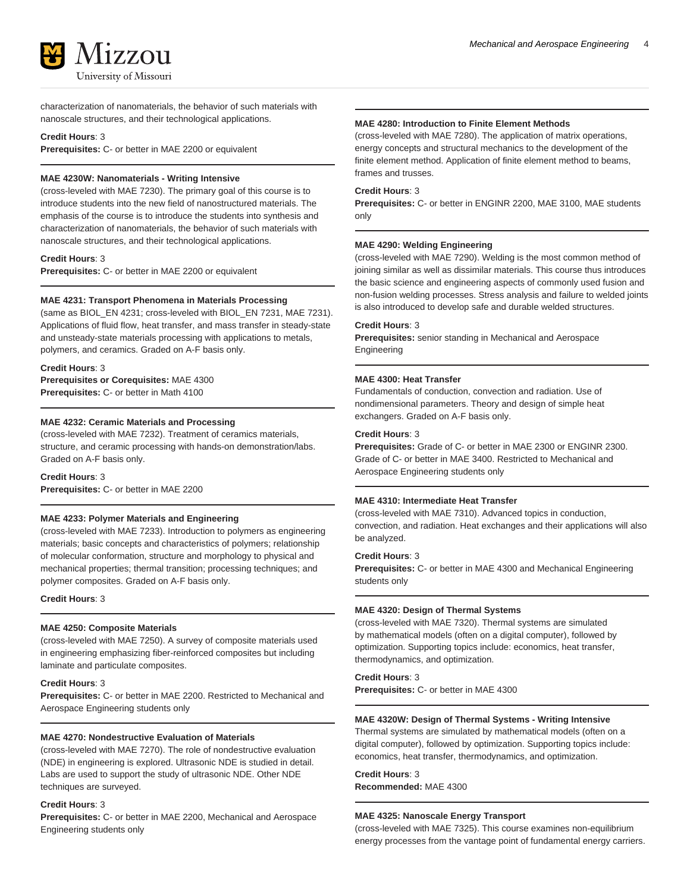characterization of nanomaterials, the behavior of such materials with nanoscale structures, and their technological applications.

**Credit Hours**: 3
**Prerequisites:** C- or better in MAE 2200 or equivalent

---

**MAE 4230W: Nanomaterials - Writing Intensive**
(cross-leveled with MAE 7230). The primary goal of this course is to introduce students into the new field of nanostructured materials. The emphasis of the course is to introduce the students into synthesis and characterization of nanomaterials, the behavior of such materials with nanoscale structures, and their technological applications.

**Credit Hours**: 3
**Prerequisites:** C- or better in MAE 2200 or equivalent

---

**MAE 4231: Transport Phenomena in Materials Processing**
(same as BIOL_EN 4231; cross-leveled with BIOL_EN 7231, MAE 7231). Applications of fluid flow, heat transfer, and mass transfer in steady-state and unsteady-state materials processing with applications to metals, polymers, and ceramics. Graded on A-F basis only.

**Credit Hours**: 3
**Prerequisites or Corequisites:** MAE 4300
**Prerequisites:** C- or better in Math 4100

---

**MAE 4232: Ceramic Materials and Processing**
(cross-leveled with MAE 7232). Treatment of ceramics materials, structure, and ceramic processing with hands-on demonstration/labs. Graded on A-F basis only.

**Credit Hours**: 3
**Prerequisites:** C- or better in MAE 2200

---

**MAE 4233: Polymer Materials and Engineering**
(cross-leveled with MAE 7233). Introduction to polymers as engineering materials; basic concepts and characteristics of polymers; relationship of molecular conformation, structure and morphology to physical and mechanical properties; thermal transition; processing techniques; and polymer composites. Graded on A-F basis only.

**Credit Hours**: 3

---

**MAE 4250: Composite Materials**
(cross-leveled with MAE 7250). A survey of composite materials used in engineering emphasizing fiber-reinforced composites but including laminate and particulate composites.

**Credit Hours**: 3
**Prerequisites:** C- or better in MAE 2200. Restricted to Mechanical and Aerospace Engineering students only

---

**MAE 4270: Nondestructive Evaluation of Materials**
(cross-leveled with MAE 7270). The role of nondestructive evaluation (NDE) in engineering is explored. Ultrasonic NDE is studied in detail. Labs are used to support the study of ultrasonic NDE. Other NDE techniques are surveyed.

**Credit Hours**: 3
**Prerequisites:** C- or better in MAE 2200, Mechanical and Aerospace Engineering students only

---

**MAE 4280: Introduction to Finite Element Methods**
(cross-leveled with MAE 7280). The application of matrix operations, energy concepts and structural mechanics to the development of the finite element method. Application of finite element method to beams, frames and trusses.

**Credit Hours**: 3
**Prerequisites:** C- or better in ENGINR 2200, MAE 3100, MAE students only

---

**MAE 4290: Welding Engineering**
(cross-leveled with MAE 7290). Welding is the most common method of joining similar as well as dissimilar materials. This course thus introduces the basic science and engineering aspects of commonly used fusion and non-fusion welding processes. Stress analysis and failure to welded joints is also introduced to develop safe and durable welded structures.

**Credit Hours**: 3
**Prerequisites:** senior standing in Mechanical and Aerospace Engineering

---

**MAE 4300: Heat Transfer**
Fundamentals of conduction, convection and radiation. Use of nondimensional parameters. Theory and design of simple heat exchangers. Graded on A-F basis only.

**Credit Hours**: 3
**Prerequisites:** Grade of C- or better in MAE 2300 or ENGINR 2300. Grade of C- or better in MAE 3400. Restricted to Mechanical and Aerospace Engineering students only

---

**MAE 4310: Intermediate Heat Transfer**
(cross-leveled with MAE 7310). Advanced topics in conduction, convection, and radiation. Heat exchanges and their applications will also be analyzed.

**Credit Hours**: 3
**Prerequisites:** C- or better in MAE 4300 and Mechanical Engineering students only

---

**MAE 4320: Design of Thermal Systems**
(cross-leveled with MAE 7320). Thermal systems are simulated by mathematical models (often on a digital computer), followed by optimization. Supporting topics include: economics, heat transfer, thermodynamics, and optimization.

**Credit Hours**: 3
**Prerequisites:** C- or better in MAE 4300

---

**MAE 4320W: Design of Thermal Systems - Writing Intensive**
Thermal systems are simulated by mathematical models (often on a digital computer), followed by optimization. Supporting topics include: economics, heat transfer, thermodynamics, and optimization.

**Credit Hours**: 3
**Recommended:** MAE 4300

---

**MAE 4325: Nanoscale Energy Transport**
(cross-leveled with MAE 7325). This course examines non-equilibrium energy processes from the vantage point of fundamental energy carriers.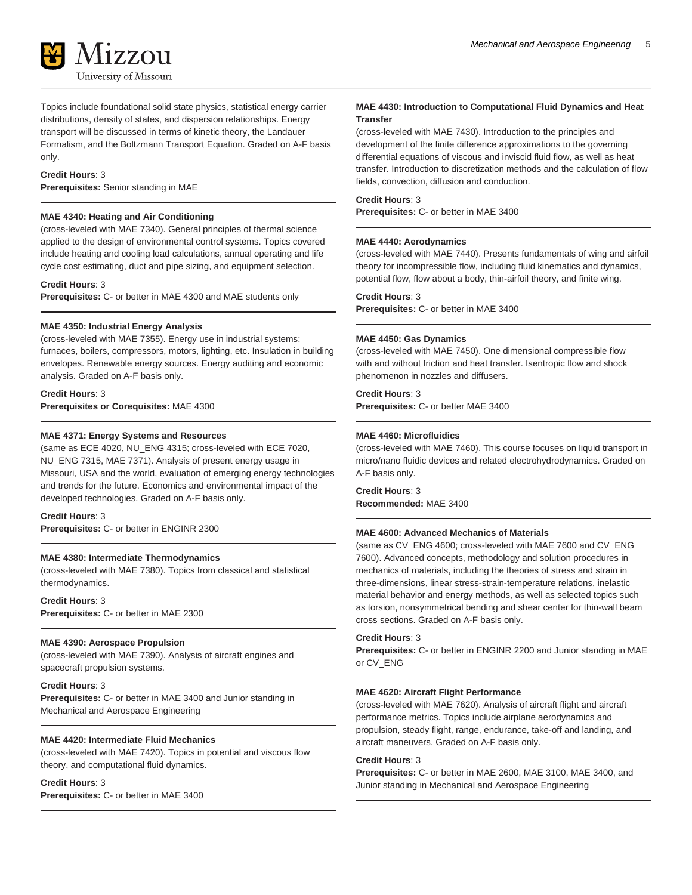Topics include foundational solid state physics, statistical energy carrier distributions, density of states, and dispersion relationships. Energy transport will be discussed in terms of kinetic theory, the Landauer Formalism, and the Boltzmann Transport Equation. Graded on A-F basis only.

**Credit Hours**: 3
**Prerequisites:** Senior standing in MAE

---

**MAE 4340: Heating and Air Conditioning**
(cross-leveled with MAE 7340). General principles of thermal science applied to the design of environmental control systems. Topics covered include heating and cooling load calculations, annual operating and life cycle cost estimating, duct and pipe sizing, and equipment selection.

**Credit Hours**: 3
**Prerequisites:** C- or better in MAE 4300 and MAE students only

---

**MAE 4350: Industrial Energy Analysis**
(cross-leveled with MAE 7355). Energy use in industrial systems: furnaces, boilers, compressors, motors, lighting, etc. Insulation in building envelopes. Renewable energy sources. Energy auditing and economic analysis. Graded on A-F basis only.

**Credit Hours**: 3
**Prerequisites or Corequisites:** MAE 4300

---

**MAE 4371: Energy Systems and Resources**
(same as ECE 4020, NU_ENG 4315; cross-leveled with ECE 7020, NU_ENG 7315, MAE 7371). Analysis of present energy usage in Missouri, USA and the world, evaluation of emerging energy technologies and trends for the future. Economics and environmental impact of the developed technologies. Graded on A-F basis only.

**Credit Hours**: 3
**Prerequisites:** C- or better in ENGINR 2300

---

**MAE 4380: Intermediate Thermodynamics**
(cross-leveled with MAE 7380). Topics from classical and statistical thermodynamics.

**Credit Hours**: 3
**Prerequisites:** C- or better in MAE 2300

---

**MAE 4390: Aerospace Propulsion**
(cross-leveled with MAE 7390). Analysis of aircraft engines and spacecraft propulsion systems.

**Credit Hours**: 3
**Prerequisites:** C- or better in MAE 3400 and Junior standing in Mechanical and Aerospace Engineering

---

**MAE 4420: Intermediate Fluid Mechanics**
(cross-leveled with MAE 7420). Topics in potential and viscous flow theory, and computational fluid dynamics.

**Credit Hours**: 3
**Prerequisites:** C- or better in MAE 3400

---

**MAE 4430: Introduction to Computational Fluid Dynamics and Heat Transfer**
(cross-leveled with MAE 7430). Introduction to the principles and development of the finite difference approximations to the governing differential equations of viscous and inviscid fluid flow, as well as heat transfer. Introduction to discretization methods and the calculation of flow fields, convection, diffusion and conduction.

**Credit Hours**: 3
**Prerequisites:** C- or better in MAE 3400

---

**MAE 4440: Aerodynamics**
(cross-leveled with MAE 7440). Presents fundamentals of wing and airfoil theory for incompressible flow, including fluid kinematics and dynamics, potential flow, flow about a body, thin-airfoil theory, and finite wing.

**Credit Hours**: 3
**Prerequisites:** C- or better in MAE 3400

---

**MAE 4450: Gas Dynamics**
(cross-leveled with MAE 7450). One dimensional compressible flow with and without friction and heat transfer. Isentropic flow and shock phenomenon in nozzles and diffusers.

**Credit Hours**: 3
**Prerequisites:** C- or better MAE 3400

---

**MAE 4460: Microfluidics**
(cross-leveled with MAE 7460). This course focuses on liquid transport in micro/nano fluidic devices and related electrohydrodynamics. Graded on A-F basis only.

**Credit Hours**: 3
**Recommended:** MAE 3400

---

**MAE 4600: Advanced Mechanics of Materials**
(same as CV_ENG 4600; cross-leveled with MAE 7600 and CV_ENG 7600). Advanced concepts, methodology and solution procedures in mechanics of materials, including the theories of stress and strain in three-dimensions, linear stress-strain-temperature relations, inelastic material behavior and energy methods, as well as selected topics such as torsion, nonsymmetrical bending and shear center for thin-wall beam cross sections. Graded on A-F basis only.

**Credit Hours**: 3
**Prerequisites:** C- or better in ENGINR 2200 and Junior standing in MAE or CV_ENG

---

**MAE 4620: Aircraft Flight Performance**
(cross-leveled with MAE 7620). Analysis of aircraft flight and aircraft performance metrics. Topics include airplane aerodynamics and propulsion, steady flight, range, endurance, take-off and landing, and aircraft maneuvers. Graded on A-F basis only.

**Credit Hours**: 3
**Prerequisites:** C- or better in MAE 2600, MAE 3100, MAE 3400, and Junior standing in Mechanical and Aerospace Engineering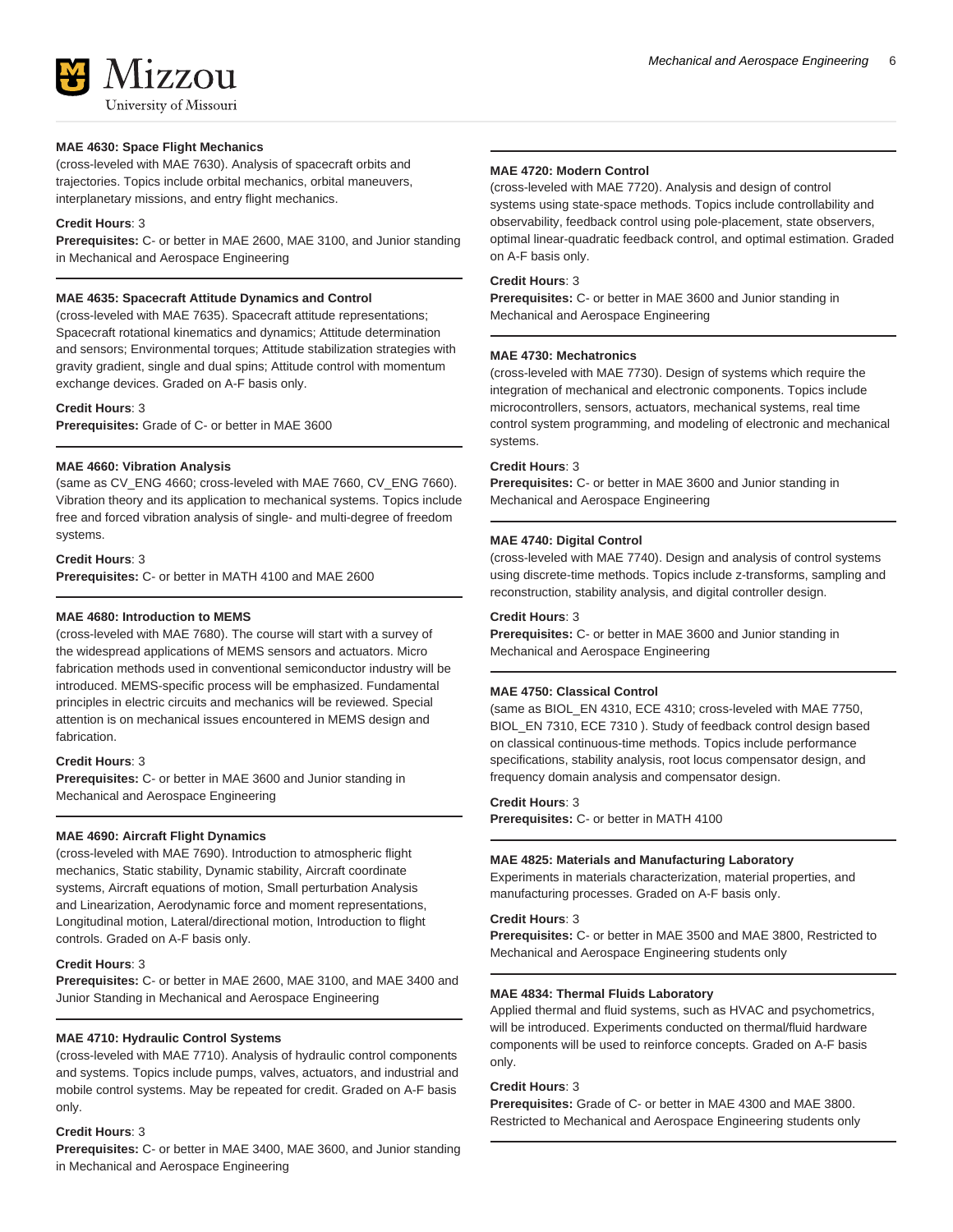#### MAE 4630: Space Flight Mechanics

(cross-leveled with MAE 7630). Analysis of spacecraft orbits and trajectories. Topics include orbital mechanics, orbital maneuvers, interplanetary missions, and entry flight mechanics.

**Credit Hours**: 3
**Prerequisites:** C- or better in MAE 2600, MAE 3100, and Junior standing in Mechanical and Aerospace Engineering

#### MAE 4635: Spacecraft Attitude Dynamics and Control

(cross-leveled with MAE 7635). Spacecraft attitude representations; Spacecraft rotational kinematics and dynamics; Attitude determination and sensors; Environmental torques; Attitude stabilization strategies with gravity gradient, single and dual spins; Attitude control with momentum exchange devices. Graded on A-F basis only.

**Credit Hours**: 3
**Prerequisites:** Grade of C- or better in MAE 3600

#### MAE 4660: Vibration Analysis

(same as CV_ENG 4660; cross-leveled with MAE 7660, CV_ENG 7660). Vibration theory and its application to mechanical systems. Topics include free and forced vibration analysis of single- and multi-degree of freedom systems.

**Credit Hours**: 3
**Prerequisites:** C- or better in MATH 4100 and MAE 2600

#### MAE 4680: Introduction to MEMS

(cross-leveled with MAE 7680). The course will start with a survey of the widespread applications of MEMS sensors and actuators. Micro fabrication methods used in conventional semiconductor industry will be introduced. MEMS-specific process will be emphasized. Fundamental principles in electric circuits and mechanics will be reviewed. Special attention is on mechanical issues encountered in MEMS design and fabrication.

**Credit Hours**: 3
**Prerequisites:** C- or better in MAE 3600 and Junior standing in Mechanical and Aerospace Engineering

#### MAE 4690: Aircraft Flight Dynamics

(cross-leveled with MAE 7690). Introduction to atmospheric flight mechanics, Static stability, Dynamic stability, Aircraft coordinate systems, Aircraft equations of motion, Small perturbation Analysis and Linearization, Aerodynamic force and moment representations, Longitudinal motion, Lateral/directional motion, Introduction to flight controls. Graded on A-F basis only.

**Credit Hours**: 3
**Prerequisites:** C- or better in MAE 2600, MAE 3100, and MAE 3400 and Junior Standing in Mechanical and Aerospace Engineering

#### MAE 4710: Hydraulic Control Systems

(cross-leveled with MAE 7710). Analysis of hydraulic control components and systems. Topics include pumps, valves, actuators, and industrial and mobile control systems. May be repeated for credit. Graded on A-F basis only.

**Credit Hours**: 3
**Prerequisites:** C- or better in MAE 3400, MAE 3600, and Junior standing in Mechanical and Aerospace Engineering

#### MAE 4720: Modern Control

(cross-leveled with MAE 7720). Analysis and design of control systems using state-space methods. Topics include controllability and observability, feedback control using pole-placement, state observers, optimal linear-quadratic feedback control, and optimal estimation. Graded on A-F basis only.

**Credit Hours**: 3
**Prerequisites:** C- or better in MAE 3600 and Junior standing in Mechanical and Aerospace Engineering

#### MAE 4730: Mechatronics

(cross-leveled with MAE 7730). Design of systems which require the integration of mechanical and electronic components. Topics include microcontrollers, sensors, actuators, mechanical systems, real time control system programming, and modeling of electronic and mechanical systems.

**Credit Hours**: 3
**Prerequisites:** C- or better in MAE 3600 and Junior standing in Mechanical and Aerospace Engineering

#### MAE 4740: Digital Control

(cross-leveled with MAE 7740). Design and analysis of control systems using discrete-time methods. Topics include z-transforms, sampling and reconstruction, stability analysis, and digital controller design.

**Credit Hours**: 3
**Prerequisites:** C- or better in MAE 3600 and Junior standing in Mechanical and Aerospace Engineering

#### MAE 4750: Classical Control

(same as BIOL_EN 4310, ECE 4310; cross-leveled with MAE 7750, BIOL_EN 7310, ECE 7310 ). Study of feedback control design based on classical continuous-time methods. Topics include performance specifications, stability analysis, root locus compensator design, and frequency domain analysis and compensator design.

**Credit Hours**: 3
**Prerequisites:** C- or better in MATH 4100

#### MAE 4825: Materials and Manufacturing Laboratory

Experiments in materials characterization, material properties, and manufacturing processes. Graded on A-F basis only.

**Credit Hours**: 3
**Prerequisites:** C- or better in MAE 3500 and MAE 3800, Restricted to Mechanical and Aerospace Engineering students only

#### MAE 4834: Thermal Fluids Laboratory

Applied thermal and fluid systems, such as HVAC and psychometrics, will be introduced. Experiments conducted on thermal/fluid hardware components will be used to reinforce concepts. Graded on A-F basis only.

**Credit Hours**: 3
**Prerequisites:** Grade of C- or better in MAE 4300 and MAE 3800. Restricted to Mechanical and Aerospace Engineering students only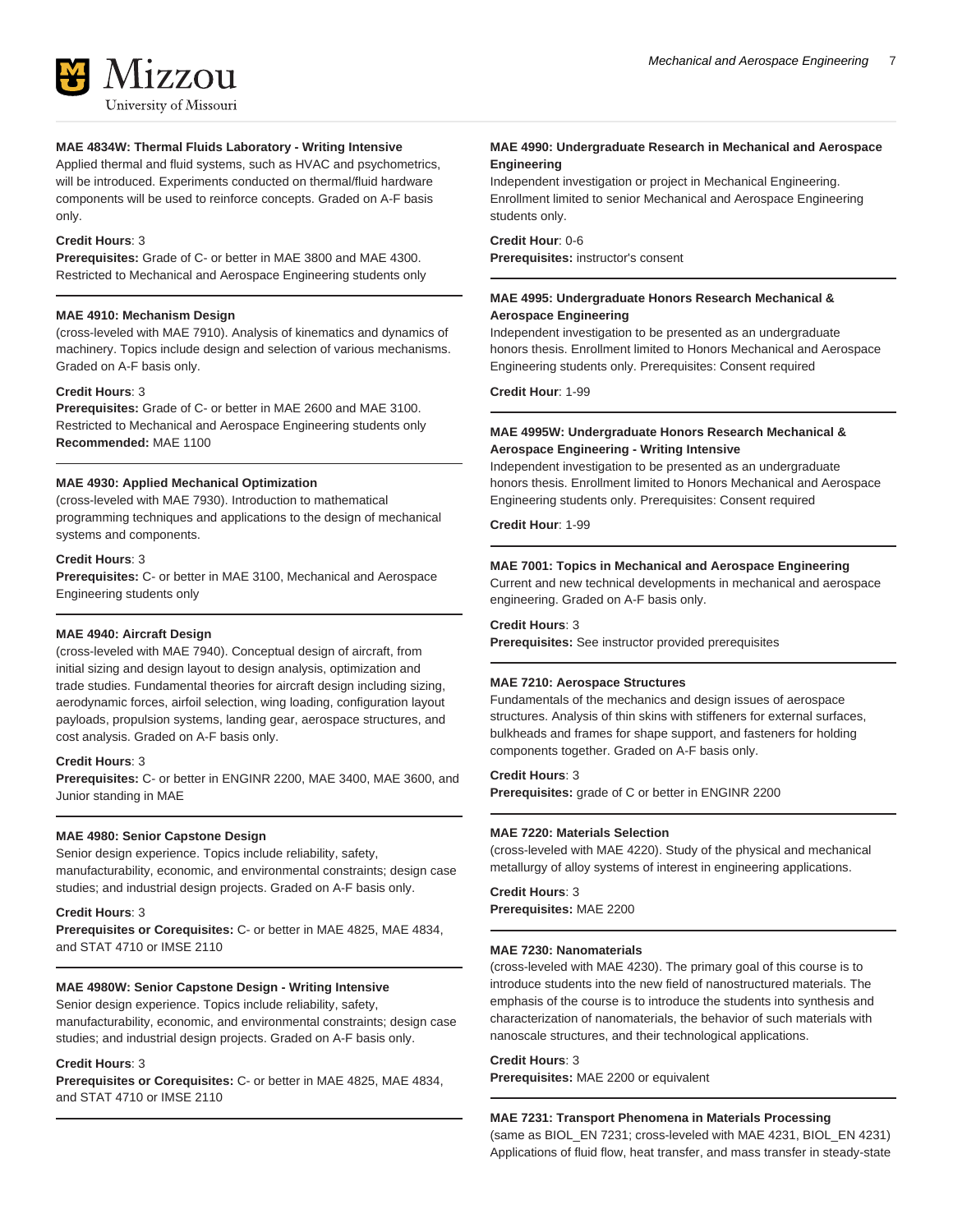#### MAE 4834W: Thermal Fluids Laboratory - Writing Intensive

Applied thermal and fluid systems, such as HVAC and psychometrics, will be introduced. Experiments conducted on thermal/fluid hardware components will be used to reinforce concepts. Graded on A-F basis only.

**Credit Hours**: 3
**Prerequisites:** Grade of C- or better in MAE 3800 and MAE 4300. Restricted to Mechanical and Aerospace Engineering students only

#### MAE 4910: Mechanism Design

(cross-leveled with MAE 7910). Analysis of kinematics and dynamics of machinery. Topics include design and selection of various mechanisms. Graded on A-F basis only.

**Credit Hours**: 3
**Prerequisites:** Grade of C- or better in MAE 2600 and MAE 3100. Restricted to Mechanical and Aerospace Engineering students only
**Recommended:** MAE 1100

#### MAE 4930: Applied Mechanical Optimization

(cross-leveled with MAE 7930). Introduction to mathematical programming techniques and applications to the design of mechanical systems and components.

**Credit Hours**: 3
**Prerequisites:** C- or better in MAE 3100, Mechanical and Aerospace Engineering students only

#### MAE 4940: Aircraft Design

(cross-leveled with MAE 7940). Conceptual design of aircraft, from initial sizing and design layout to design analysis, optimization and trade studies. Fundamental theories for aircraft design including sizing, aerodynamic forces, airfoil selection, wing loading, configuration layout payloads, propulsion systems, landing gear, aerospace structures, and cost analysis. Graded on A-F basis only.

**Credit Hours**: 3
**Prerequisites:** C- or better in ENGINR 2200, MAE 3400, MAE 3600, and Junior standing in MAE

#### MAE 4980: Senior Capstone Design

Senior design experience. Topics include reliability, safety, manufacturability, economic, and environmental constraints; design case studies; and industrial design projects. Graded on A-F basis only.

**Credit Hours**: 3
**Prerequisites or Corequisites:** C- or better in MAE 4825, MAE 4834, and STAT 4710 or IMSE 2110

#### MAE 4980W: Senior Capstone Design - Writing Intensive

Senior design experience. Topics include reliability, safety, manufacturability, economic, and environmental constraints; design case studies; and industrial design projects. Graded on A-F basis only.

**Credit Hours**: 3
**Prerequisites or Corequisites:** C- or better in MAE 4825, MAE 4834, and STAT 4710 or IMSE 2110

#### MAE 4990: Undergraduate Research in Mechanical and Aerospace Engineering

Independent investigation or project in Mechanical Engineering. Enrollment limited to senior Mechanical and Aerospace Engineering students only.

**Credit Hour**: 0-6
**Prerequisites:** instructor's consent

#### MAE 4995: Undergraduate Honors Research Mechanical & Aerospace Engineering

Independent investigation to be presented as an undergraduate honors thesis. Enrollment limited to Honors Mechanical and Aerospace Engineering students only. Prerequisites: Consent required

**Credit Hour**: 1-99

#### MAE 4995W: Undergraduate Honors Research Mechanical & Aerospace Engineering - Writing Intensive

Independent investigation to be presented as an undergraduate honors thesis. Enrollment limited to Honors Mechanical and Aerospace Engineering students only. Prerequisites: Consent required

**Credit Hour**: 1-99

#### MAE 7001: Topics in Mechanical and Aerospace Engineering

Current and new technical developments in mechanical and aerospace engineering. Graded on A-F basis only.

**Credit Hours**: 3
**Prerequisites:** See instructor provided prerequisites

#### MAE 7210: Aerospace Structures

Fundamentals of the mechanics and design issues of aerospace structures. Analysis of thin skins with stiffeners for external surfaces, bulkheads and frames for shape support, and fasteners for holding components together. Graded on A-F basis only.

**Credit Hours**: 3
**Prerequisites:** grade of C or better in ENGINR 2200

#### MAE 7220: Materials Selection

(cross-leveled with MAE 4220). Study of the physical and mechanical metallurgy of alloy systems of interest in engineering applications.

**Credit Hours**: 3
**Prerequisites:** MAE 2200

#### MAE 7230: Nanomaterials

(cross-leveled with MAE 4230). The primary goal of this course is to introduce students into the new field of nanostructured materials. The emphasis of the course is to introduce the students into synthesis and characterization of nanomaterials, the behavior of such materials with nanoscale structures, and their technological applications.

**Credit Hours**: 3
**Prerequisites:** MAE 2200 or equivalent

#### MAE 7231: Transport Phenomena in Materials Processing

(same as BIOL_EN 7231; cross-leveled with MAE 4231, BIOL_EN 4231) Applications of fluid flow, heat transfer, and mass transfer in steady-state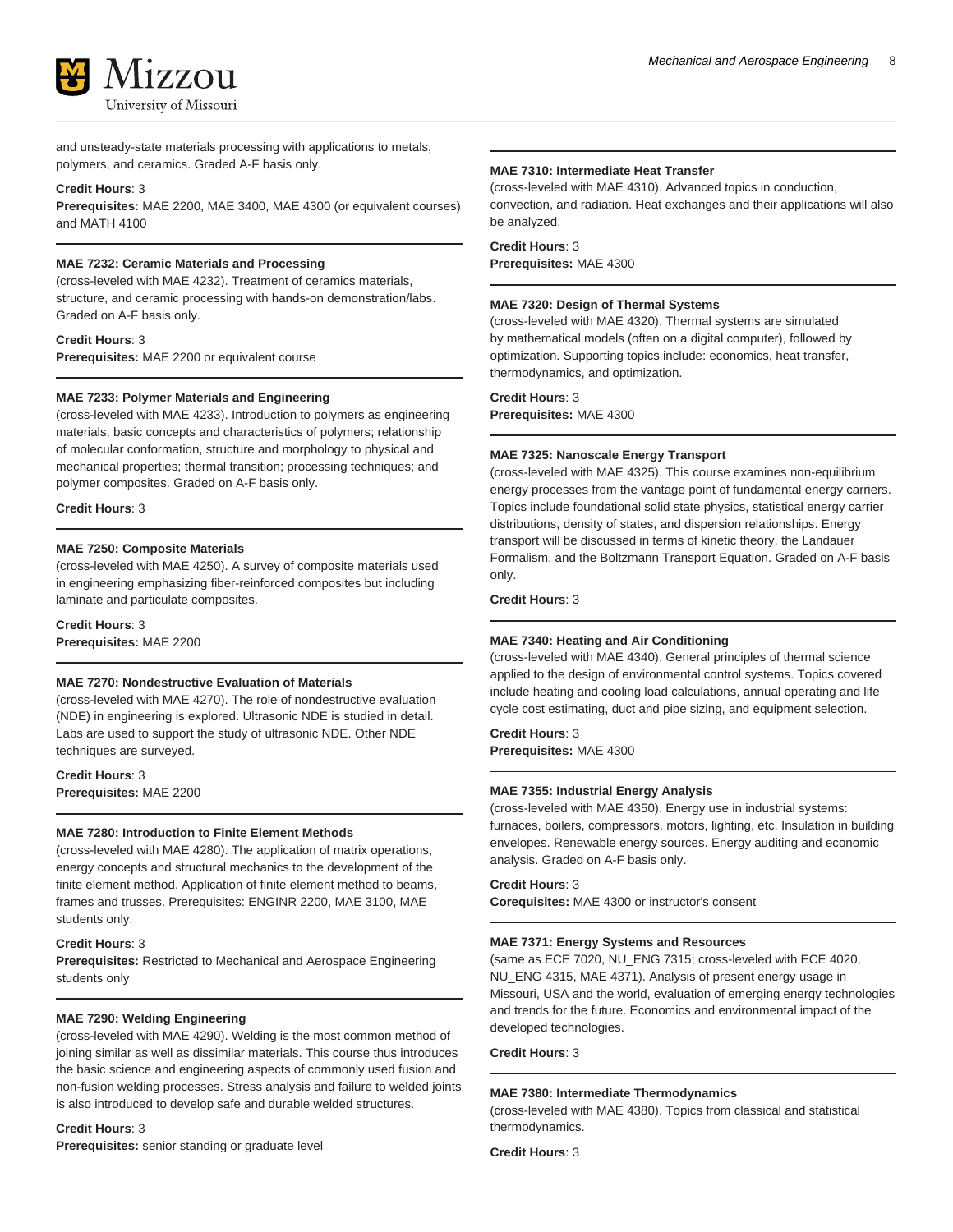and unsteady-state materials processing with applications to metals, polymers, and ceramics. Graded A-F basis only.

**Credit Hours**: 3
**Prerequisites:** MAE 2200, MAE 3400, MAE 4300 (or equivalent courses) and MATH 4100

**MAE 7232: Ceramic Materials and Processing**
(cross-leveled with MAE 4232). Treatment of ceramics materials, structure, and ceramic processing with hands-on demonstration/labs. Graded on A-F basis only.

**Credit Hours**: 3
**Prerequisites:** MAE 2200 or equivalent course

**MAE 7233: Polymer Materials and Engineering**
(cross-leveled with MAE 4233). Introduction to polymers as engineering materials; basic concepts and characteristics of polymers; relationship of molecular conformation, structure and morphology to physical and mechanical properties; thermal transition; processing techniques; and polymer composites. Graded on A-F basis only.

**Credit Hours**: 3

**MAE 7250: Composite Materials**
(cross-leveled with MAE 4250). A survey of composite materials used in engineering emphasizing fiber-reinforced composites but including laminate and particulate composites.

**Credit Hours**: 3
**Prerequisites:** MAE 2200

**MAE 7270: Nondestructive Evaluation of Materials**
(cross-leveled with MAE 4270). The role of nondestructive evaluation (NDE) in engineering is explored. Ultrasonic NDE is studied in detail. Labs are used to support the study of ultrasonic NDE. Other NDE techniques are surveyed.

**Credit Hours**: 3
**Prerequisites:** MAE 2200

**MAE 7280: Introduction to Finite Element Methods**
(cross-leveled with MAE 4280). The application of matrix operations, energy concepts and structural mechanics to the development of the finite element method. Application of finite element method to beams, frames and trusses. Prerequisites: ENGINR 2200, MAE 3100, MAE students only.

**Credit Hours**: 3
**Prerequisites:** Restricted to Mechanical and Aerospace Engineering students only

**MAE 7290: Welding Engineering**
(cross-leveled with MAE 4290). Welding is the most common method of joining similar as well as dissimilar materials. This course thus introduces the basic science and engineering aspects of commonly used fusion and non-fusion welding processes. Stress analysis and failure to welded joints is also introduced to develop safe and durable welded structures.

**Credit Hours**: 3
**Prerequisites:** senior standing or graduate level

**MAE 7310: Intermediate Heat Transfer**
(cross-leveled with MAE 4310). Advanced topics in conduction, convection, and radiation. Heat exchanges and their applications will also be analyzed.

**Credit Hours**: 3
**Prerequisites:** MAE 4300

**MAE 7320: Design of Thermal Systems**
(cross-leveled with MAE 4320). Thermal systems are simulated by mathematical models (often on a digital computer), followed by optimization. Supporting topics include: economics, heat transfer, thermodynamics, and optimization.

**Credit Hours**: 3
**Prerequisites:** MAE 4300

**MAE 7325: Nanoscale Energy Transport**
(cross-leveled with MAE 4325). This course examines non-equilibrium energy processes from the vantage point of fundamental energy carriers. Topics include foundational solid state physics, statistical energy carrier distributions, density of states, and dispersion relationships. Energy transport will be discussed in terms of kinetic theory, the Landauer Formalism, and the Boltzmann Transport Equation. Graded on A-F basis only.

**Credit Hours**: 3

**MAE 7340: Heating and Air Conditioning**
(cross-leveled with MAE 4340). General principles of thermal science applied to the design of environmental control systems. Topics covered include heating and cooling load calculations, annual operating and life cycle cost estimating, duct and pipe sizing, and equipment selection.

**Credit Hours**: 3
**Prerequisites:** MAE 4300

**MAE 7355: Industrial Energy Analysis**
(cross-leveled with MAE 4350). Energy use in industrial systems: furnaces, boilers, compressors, motors, lighting, etc. Insulation in building envelopes. Renewable energy sources. Energy auditing and economic analysis. Graded on A-F basis only.

**Credit Hours**: 3
**Corequisites:** MAE 4300 or instructor's consent

**MAE 7371: Energy Systems and Resources**
(same as ECE 7020, NU_ENG 7315; cross-leveled with ECE 4020, NU_ENG 4315, MAE 4371). Analysis of present energy usage in Missouri, USA and the world, evaluation of emerging energy technologies and trends for the future. Economics and environmental impact of the developed technologies.

**Credit Hours**: 3

**MAE 7380: Intermediate Thermodynamics**
(cross-leveled with MAE 4380). Topics from classical and statistical thermodynamics.

**Credit Hours**: 3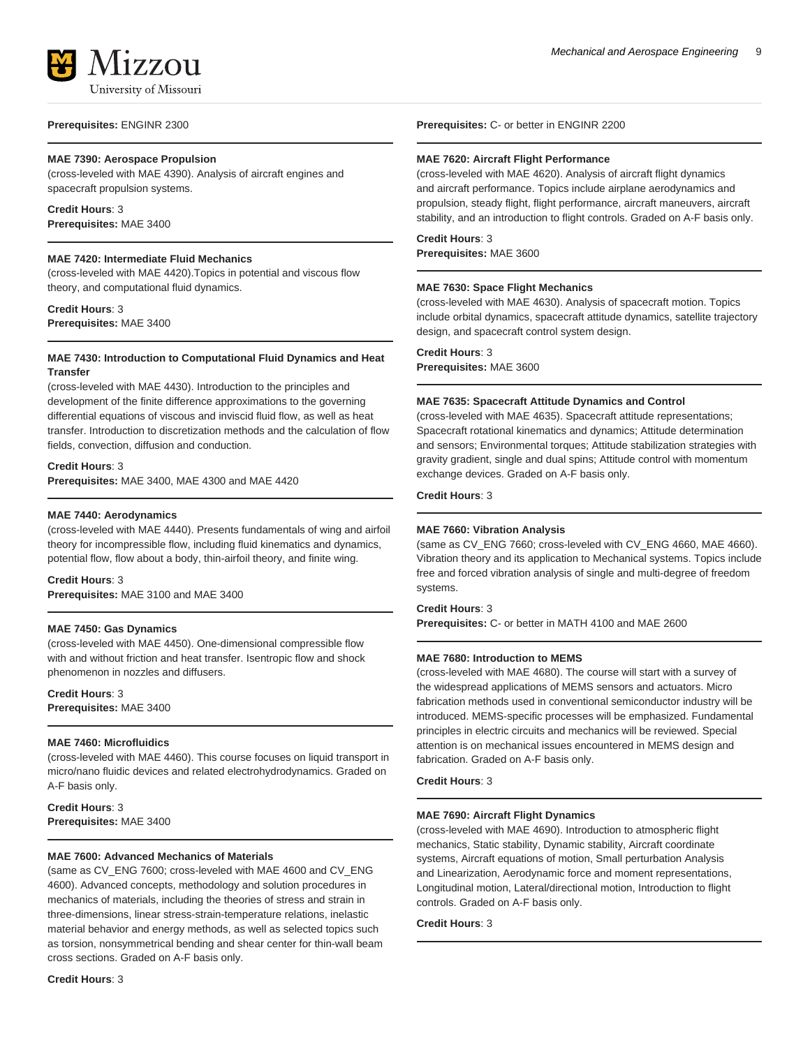**Prerequisites:** ENGINR 2300

### MAE 7390: Aerospace Propulsion

(cross-leveled with MAE 4390). Analysis of aircraft engines and spacecraft propulsion systems.

**Credit Hours**: 3
**Prerequisites:** MAE 3400

### MAE 7420: Intermediate Fluid Mechanics

(cross-leveled with MAE 4420).Topics in potential and viscous flow theory, and computational fluid dynamics.

**Credit Hours**: 3
**Prerequisites:** MAE 3400

### MAE 7430: Introduction to Computational Fluid Dynamics and Heat Transfer

(cross-leveled with MAE 4430). Introduction to the principles and development of the finite difference approximations to the governing differential equations of viscous and inviscid fluid flow, as well as heat transfer. Introduction to discretization methods and the calculation of flow fields, convection, diffusion and conduction.

**Credit Hours**: 3
**Prerequisites:** MAE 3400, MAE 4300 and MAE 4420

### MAE 7440: Aerodynamics

(cross-leveled with MAE 4440). Presents fundamentals of wing and airfoil theory for incompressible flow, including fluid kinematics and dynamics, potential flow, flow about a body, thin-airfoil theory, and finite wing.

**Credit Hours**: 3
**Prerequisites:** MAE 3100 and MAE 3400

### MAE 7450: Gas Dynamics

(cross-leveled with MAE 4450). One-dimensional compressible flow with and without friction and heat transfer. Isentropic flow and shock phenomenon in nozzles and diffusers.

**Credit Hours**: 3
**Prerequisites:** MAE 3400

### MAE 7460: Microfluidics

(cross-leveled with MAE 4460). This course focuses on liquid transport in micro/nano fluidic devices and related electrohydrodynamics. Graded on A-F basis only.

**Credit Hours**: 3
**Prerequisites:** MAE 3400

### MAE 7600: Advanced Mechanics of Materials

(same as CV_ENG 7600; cross-leveled with MAE 4600 and CV_ENG 4600). Advanced concepts, methodology and solution procedures in mechanics of materials, including the theories of stress and strain in three-dimensions, linear stress-strain-temperature relations, inelastic material behavior and energy methods, as well as selected topics such as torsion, nonsymmetrical bending and shear center for thin-wall beam cross sections. Graded on A-F basis only.

**Credit Hours**: 3
**Prerequisites:** C- or better in ENGINR 2200

### MAE 7620: Aircraft Flight Performance

(cross-leveled with MAE 4620). Analysis of aircraft flight dynamics and aircraft performance. Topics include airplane aerodynamics and propulsion, steady flight, flight performance, aircraft maneuvers, aircraft stability, and an introduction to flight controls. Graded on A-F basis only.

**Credit Hours**: 3
**Prerequisites:** MAE 3600

### MAE 7630: Space Flight Mechanics

(cross-leveled with MAE 4630). Analysis of spacecraft motion. Topics include orbital dynamics, spacecraft attitude dynamics, satellite trajectory design, and spacecraft control system design.

**Credit Hours**: 3
**Prerequisites:** MAE 3600

### MAE 7635: Spacecraft Attitude Dynamics and Control

(cross-leveled with MAE 4635). Spacecraft attitude representations; Spacecraft rotational kinematics and dynamics; Attitude determination and sensors; Environmental torques; Attitude stabilization strategies with gravity gradient, single and dual spins; Attitude control with momentum exchange devices. Graded on A-F basis only.

**Credit Hours**: 3

### MAE 7660: Vibration Analysis

(same as CV_ENG 7660; cross-leveled with CV_ENG 4660, MAE 4660). Vibration theory and its application to Mechanical systems. Topics include free and forced vibration analysis of single and multi-degree of freedom systems.

**Credit Hours**: 3
**Prerequisites:** C- or better in MATH 4100 and MAE 2600

### MAE 7680: Introduction to MEMS

(cross-leveled with MAE 4680). The course will start with a survey of the widespread applications of MEMS sensors and actuators. Micro fabrication methods used in conventional semiconductor industry will be introduced. MEMS-specific processes will be emphasized. Fundamental principles in electric circuits and mechanics will be reviewed. Special attention is on mechanical issues encountered in MEMS design and fabrication. Graded on A-F basis only.

**Credit Hours**: 3

### MAE 7690: Aircraft Flight Dynamics

(cross-leveled with MAE 4690). Introduction to atmospheric flight mechanics, Static stability, Dynamic stability, Aircraft coordinate systems, Aircraft equations of motion, Small perturbation Analysis and Linearization, Aerodynamic force and moment representations, Longitudinal motion, Lateral/directional motion, Introduction to flight controls. Graded on A-F basis only.

**Credit Hours**: 3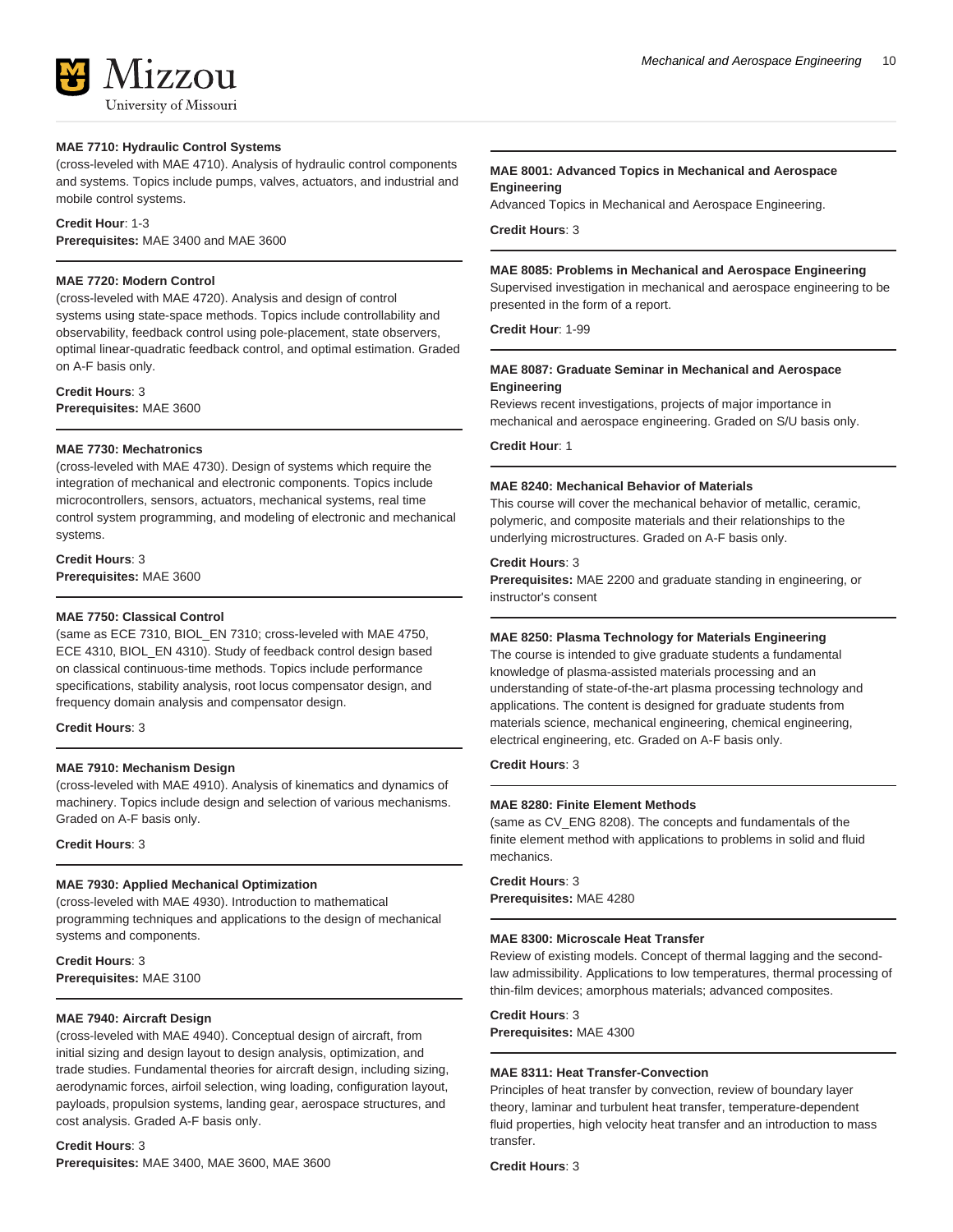### MAE 7710: Hydraulic Control Systems

(cross-leveled with MAE 4710). Analysis of hydraulic control components and systems. Topics include pumps, valves, actuators, and industrial and mobile control systems.

**Credit Hour**: 1-3
**Prerequisites:** MAE 3400 and MAE 3600

### MAE 7720: Modern Control

(cross-leveled with MAE 4720). Analysis and design of control systems using state-space methods. Topics include controllability and observability, feedback control using pole-placement, state observers, optimal linear-quadratic feedback control, and optimal estimation. Graded on A-F basis only.

**Credit Hours**: 3
**Prerequisites:** MAE 3600

### MAE 7730: Mechatronics

(cross-leveled with MAE 4730). Design of systems which require the integration of mechanical and electronic components. Topics include microcontrollers, sensors, actuators, mechanical systems, real time control system programming, and modeling of electronic and mechanical systems.

**Credit Hours**: 3
**Prerequisites:** MAE 3600

### MAE 7750: Classical Control

(same as ECE 7310, BIOL_EN 7310; cross-leveled with MAE 4750, ECE 4310, BIOL_EN 4310). Study of feedback control design based on classical continuous-time methods. Topics include performance specifications, stability analysis, root locus compensator design, and frequency domain analysis and compensator design.

**Credit Hours**: 3

### MAE 7910: Mechanism Design

(cross-leveled with MAE 4910). Analysis of kinematics and dynamics of machinery. Topics include design and selection of various mechanisms. Graded on A-F basis only.

**Credit Hours**: 3

### MAE 7930: Applied Mechanical Optimization

(cross-leveled with MAE 4930). Introduction to mathematical programming techniques and applications to the design of mechanical systems and components.

**Credit Hours**: 3
**Prerequisites:** MAE 3100

### MAE 7940: Aircraft Design

(cross-leveled with MAE 4940). Conceptual design of aircraft, from initial sizing and design layout to design analysis, optimization, and trade studies. Fundamental theories for aircraft design, including sizing, aerodynamic forces, airfoil selection, wing loading, configuration layout, payloads, propulsion systems, landing gear, aerospace structures, and cost analysis. Graded A-F basis only.

**Credit Hours**: 3
**Prerequisites:** MAE 3400, MAE 3600, MAE 3600

### MAE 8001: Advanced Topics in Mechanical and Aerospace Engineering

Advanced Topics in Mechanical and Aerospace Engineering.

**Credit Hours**: 3

### MAE 8085: Problems in Mechanical and Aerospace Engineering

Supervised investigation in mechanical and aerospace engineering to be presented in the form of a report.

**Credit Hour**: 1-99

### MAE 8087: Graduate Seminar in Mechanical and Aerospace Engineering

Reviews recent investigations, projects of major importance in mechanical and aerospace engineering. Graded on S/U basis only.

**Credit Hour**: 1

### MAE 8240: Mechanical Behavior of Materials

This course will cover the mechanical behavior of metallic, ceramic, polymeric, and composite materials and their relationships to the underlying microstructures. Graded on A-F basis only.

**Credit Hours**: 3
**Prerequisites:** MAE 2200 and graduate standing in engineering, or instructor's consent

### MAE 8250: Plasma Technology for Materials Engineering

The course is intended to give graduate students a fundamental knowledge of plasma-assisted materials processing and an understanding of state-of-the-art plasma processing technology and applications. The content is designed for graduate students from materials science, mechanical engineering, chemical engineering, electrical engineering, etc. Graded on A-F basis only.

**Credit Hours**: 3

### MAE 8280: Finite Element Methods

(same as CV_ENG 8208). The concepts and fundamentals of the finite element method with applications to problems in solid and fluid mechanics.

**Credit Hours**: 3
**Prerequisites:** MAE 4280

### MAE 8300: Microscale Heat Transfer

Review of existing models. Concept of thermal lagging and the second-law admissibility. Applications to low temperatures, thermal processing of thin-film devices; amorphous materials; advanced composites.

**Credit Hours**: 3
**Prerequisites:** MAE 4300

### MAE 8311: Heat Transfer-Convection

Principles of heat transfer by convection, review of boundary layer theory, laminar and turbulent heat transfer, temperature-dependent fluid properties, high velocity heat transfer and an introduction to mass transfer.

**Credit Hours**: 3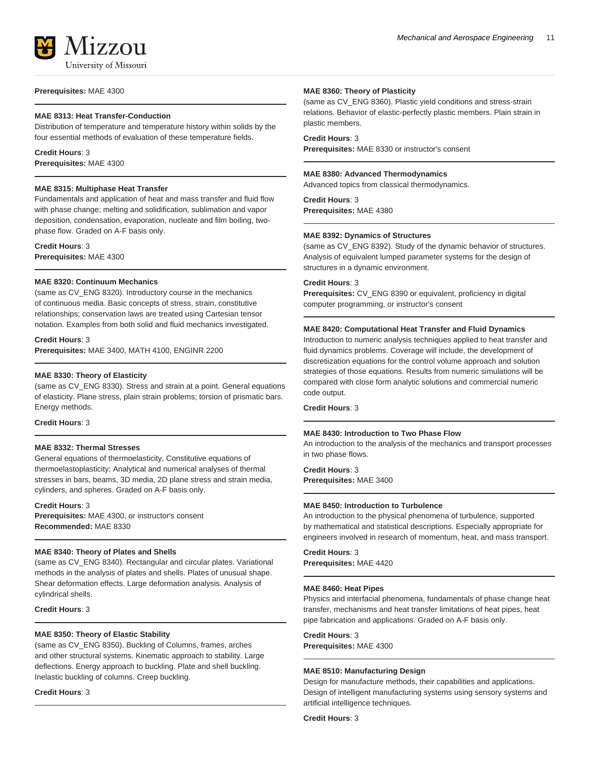**Prerequisites:** MAE 4300

---

**MAE 8313: Heat Transfer-Conduction**

Distribution of temperature and temperature history within solids by the four essential methods of evaluation of these temperature fields.

**Credit Hours**: 3
**Prerequisites:** MAE 4300

---

**MAE 8315: Multiphase Heat Transfer**

Fundamentals and application of heat and mass transfer and fluid flow with phase change; melting and solidification, sublimation and vapor deposition, condensation, evaporation, nucleate and film boiling, two-phase flow. Graded on A-F basis only.

**Credit Hours**: 3
**Prerequisites:** MAE 4300

---

**MAE 8320: Continuum Mechanics**

(same as CV_ENG 8320). Introductory course in the mechanics of continuous media. Basic concepts of stress, strain, constitutive relationships; conservation laws are treated using Cartesian tensor notation. Examples from both solid and fluid mechanics investigated.

**Credit Hours**: 3
**Prerequisites:** MAE 3400, MATH 4100, ENGINR 2200

---

**MAE 8330: Theory of Elasticity**

(same as CV_ENG 8330). Stress and strain at a point. General equations of elasticity. Plane stress, plain strain problems; torsion of prismatic bars. Energy methods.

**Credit Hours**: 3

---

**MAE 8332: Thermal Stresses**

General equations of thermoelasticity, Constitutive equations of thermoelastoplasticity; Analytical and numerical analyses of thermal stresses in bars, beams, 3D media, 2D plane stress and strain media, cylinders, and spheres. Graded on A-F basis only.

**Credit Hours**: 3
**Prerequisites:** MAE 4300, or instructor's consent
**Recommended:** MAE 8330

---

**MAE 8340: Theory of Plates and Shells**

(same as CV_ENG 8340). Rectangular and circular plates. Variational methods in the analysis of plates and shells. Plates of unusual shape. Shear deformation effects. Large deformation analysis. Analysis of cylindrical shells.

**Credit Hours**: 3

---

**MAE 8350: Theory of Elastic Stability**

(same as CV_ENG 8350). Buckling of Columns, frames, arches and other structural systems. Kinematic approach to stability. Large deflections. Energy approach to buckling. Plate and shell buckling. Inelastic buckling of columns. Creep buckling.

**Credit Hours**: 3

---

**MAE 8360: Theory of Plasticity**

(same as CV_ENG 8360). Plastic yield conditions and stress-strain relations. Behavior of elastic-perfectly plastic members. Plain strain in plastic members.

**Credit Hours**: 3
**Prerequisites:** MAE 8330 or instructor's consent

---

**MAE 8380: Advanced Thermodynamics**

Advanced topics from classical thermodynamics.

**Credit Hours**: 3
**Prerequisites:** MAE 4380

---

**MAE 8392: Dynamics of Structures**

(same as CV_ENG 8392). Study of the dynamic behavior of structures. Analysis of equivalent lumped parameter systems for the design of structures in a dynamic environment.

**Credit Hours**: 3
**Prerequisites:** CV_ENG 8390 or equivalent, proficiency in digital computer programming, or instructor's consent

---

**MAE 8420: Computational Heat Transfer and Fluid Dynamics**

Introduction to numeric analysis techniques applied to heat transfer and fluid dynamics problems. Coverage will include, the development of discretiization equations for the control volume approach and solution strategies of those equations. Results from numeric simulations will be compared with close form analytic solutions and commercial numeric code output.

**Credit Hours**: 3

---

**MAE 8430: Introduction to Two Phase Flow**

An introduction to the analysis of the mechanics and transport processes in two phase flows.

**Credit Hours**: 3
**Prerequisites:** MAE 3400

---

**MAE 8450: Introduction to Turbulence**

An introduction to the physical phenomena of turbulence, supported by mathematical and statistical descriptions. Especially appropriate for engineers involved in research of momentum, heat, and mass transport.

**Credit Hours**: 3
**Prerequisites:** MAE 4420

---

**MAE 8460: Heat Pipes**

Physics and interfacial phenomena, fundamentals of phase change heat transfer, mechanisms and heat transfer limitations of heat pipes, heat pipe fabrication and applications. Graded on A-F basis only.

**Credit Hours**: 3
**Prerequisites:** MAE 4300

---

**MAE 8510: Manufacturing Design**

Design for manufacture methods, their capabilities and applications. Design of intelligent manufacturing systems using sensory systems and artificial intelligence techniques.

**Credit Hours**: 3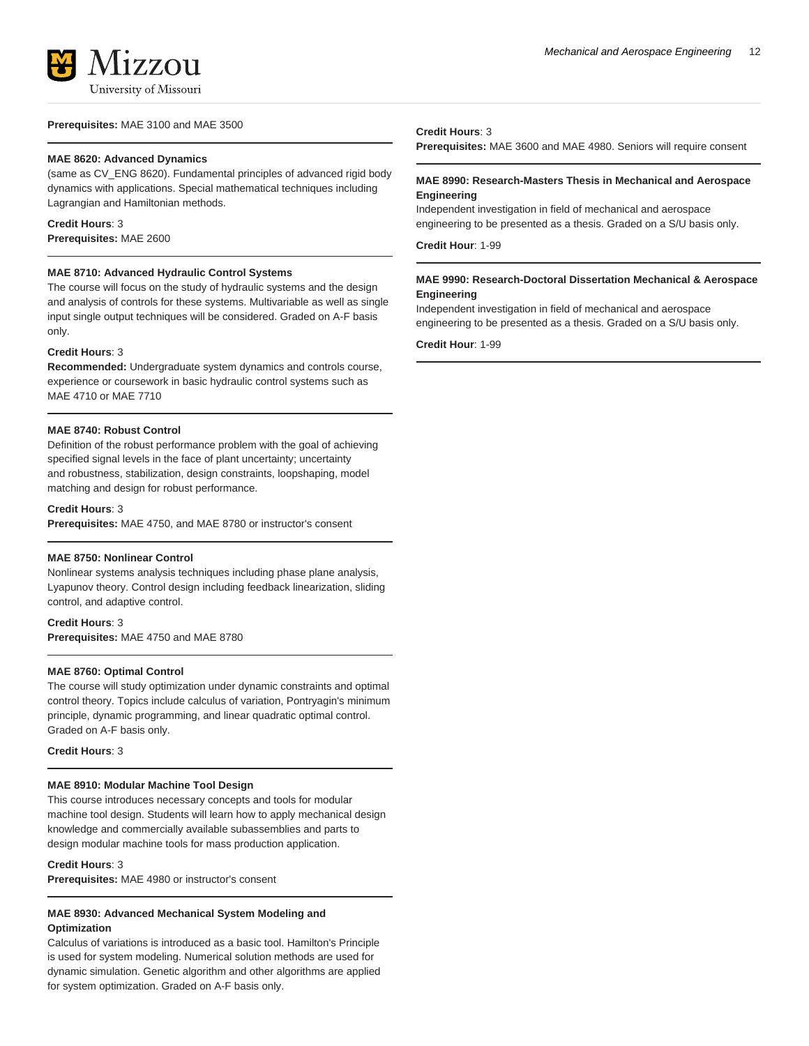**Prerequisites:** MAE 3100 and MAE 3500

**MAE 8620: Advanced Dynamics**

(same as CV_ENG 8620). Fundamental principles of advanced rigid body dynamics with applications. Special mathematical techniques including Lagrangian and Hamiltonian methods.

**Credit Hours**: 3
**Prerequisites:** MAE 2600

**MAE 8710: Advanced Hydraulic Control Systems**

The course will focus on the study of hydraulic systems and the design and analysis of controls for these systems. Multivariable as well as single input single output techniques will be considered. Graded on A-F basis only.

**Credit Hours**: 3
**Recommended:** Undergraduate system dynamics and controls course, experience or coursework in basic hydraulic control systems such as MAE 4710 or MAE 7710

**MAE 8740: Robust Control**

Definition of the robust performance problem with the goal of achieving specified signal levels in the face of plant uncertainty; uncertainty and robustness, stabilization, design constraints, loopshaping, model matching and design for robust performance.

**Credit Hours**: 3
**Prerequisites:** MAE 4750, and MAE 8780 or instructor's consent

**MAE 8750: Nonlinear Control**

Nonlinear systems analysis techniques including phase plane analysis, Lyapunov theory. Control design including feedback linearization, sliding control, and adaptive control.

**Credit Hours**: 3
**Prerequisites:** MAE 4750 and MAE 8780

**MAE 8760: Optimal Control**

The course will study optimization under dynamic constraints and optimal control theory. Topics include calculus of variation, Pontryagin's minimum principle, dynamic programming, and linear quadratic optimal control. Graded on A-F basis only.

**Credit Hours**: 3

**MAE 8910: Modular Machine Tool Design**

This course introduces necessary concepts and tools for modular machine tool design. Students will learn how to apply mechanical design knowledge and commercially available subassemblies and parts to design modular machine tools for mass production application.

**Credit Hours**: 3
**Prerequisites:** MAE 4980 or instructor's consent

**MAE 8930: Advanced Mechanical System Modeling and Optimization**

Calculus of variations is introduced as a basic tool. Hamilton's Principle is used for system modeling. Numerical solution methods are used for dynamic simulation. Genetic algorithm and other algorithms are applied for system optimization. Graded on A-F basis only.

**Credit Hours**: 3
**Prerequisites:** MAE 3600 and MAE 4980. Seniors will require consent

**MAE 8990: Research-Masters Thesis in Mechanical and Aerospace Engineering**

Independent investigation in field of mechanical and aerospace engineering to be presented as a thesis. Graded on a S/U basis only.

**Credit Hour**: 1-99

**MAE 9990: Research-Doctoral Dissertation Mechanical & Aerospace Engineering**

Independent investigation in field of mechanical and aerospace engineering to be presented as a thesis. Graded on a S/U basis only.

**Credit Hour**: 1-99